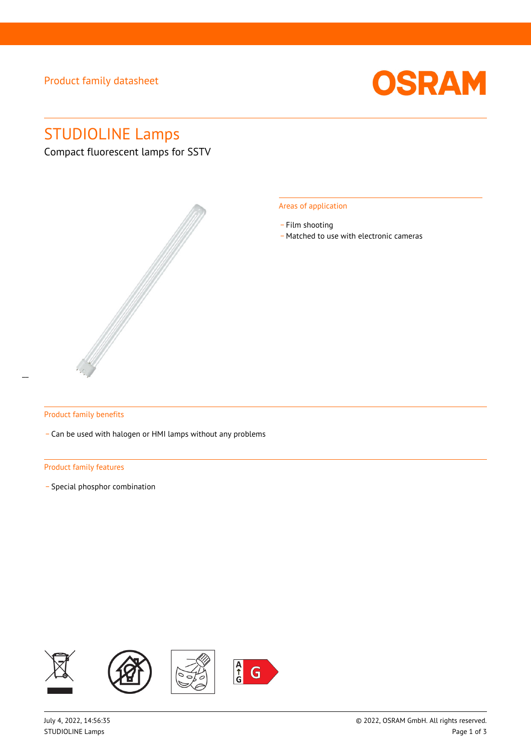Product family datasheet

# STUDIOLINE Lamps

Compact fluorescent lamps for SSTV

## Areas of application

- Film shooting
- Matched to use with electronic cameras

## Product family benefits

- Can be used with halogen or HMI lamps without any problems

## Product family features

- Special phosphor combination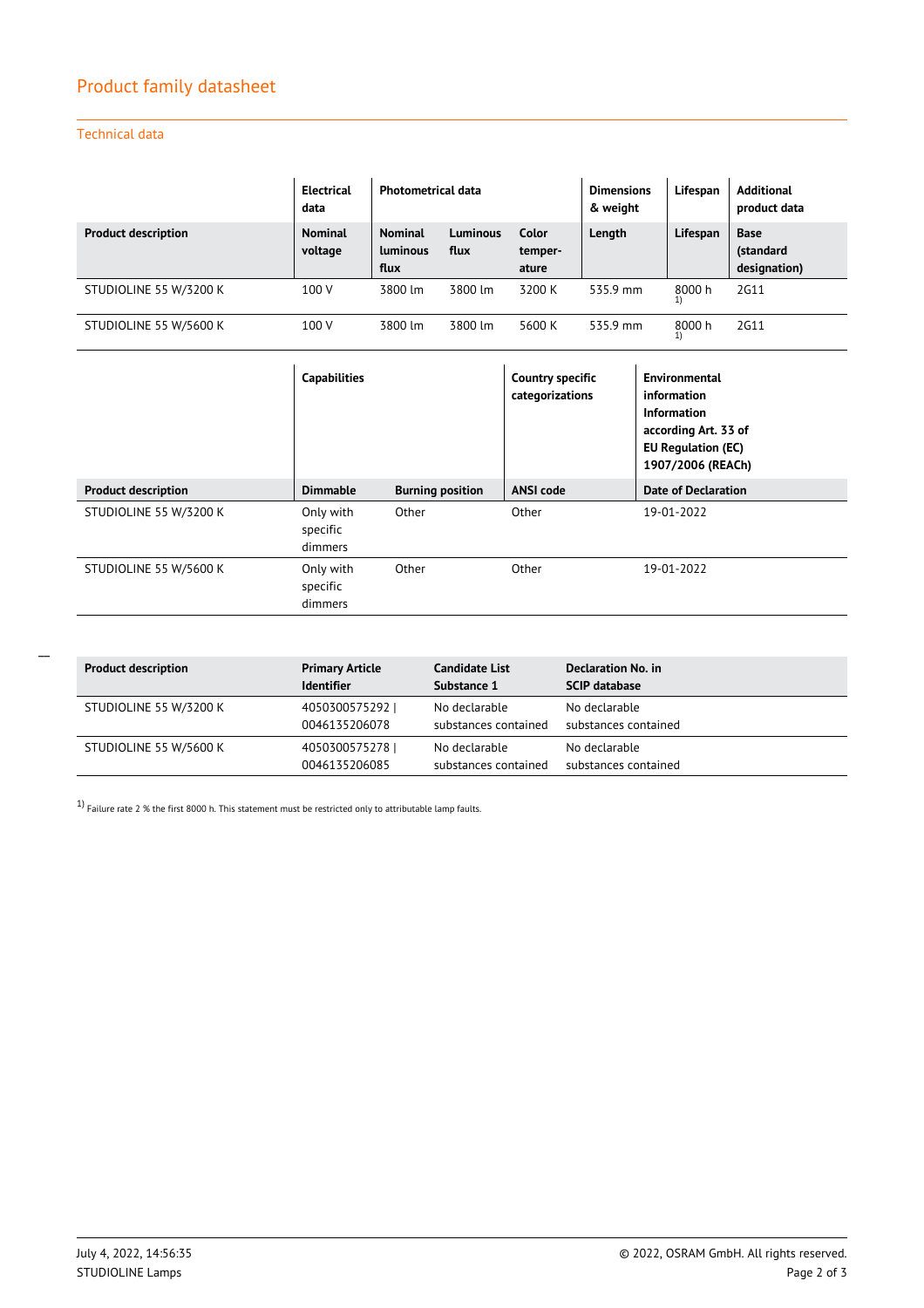## Product family datasheet

### Technical data

| | Electrical data | Photometrical data | | | Dimensions & weight | Lifespan | Additional product data |
|---|---|---|---|---|---|---|---|
| **Product description** | **Nominal voltage** | **Nominal luminous flux** | **Luminous flux** | **Color temper-ature** | **Length** | **Lifespan** | **Base (standard designation)** |
| STUDIOLINE 55 W/3200 K | 100 V | 3800 lm | 3800 lm | 3200 K | 535.9 mm | 8000 h [1) ] | 2G11 |
| STUDIOLINE 55 W/5600 K | 100 V | 3800 lm | 3800 lm | 5600 K | 535.9 mm | 8000 h [1) ] | 2G11 |

| | Capabilities | | Country specific categorizations | Environmental information Information according Art. 33 of EU Regulation (EC) 1907/2006 (REACh) |
|---|---|---|---|---|
| **Product description** | **Dimmable** | **Burning position** | **ANSI code** | **Date of Declaration** |
| STUDIOLINE 55 W/3200 K | Only with specific dimmers | Other | Other | 19-01-2022 |
| STUDIOLINE 55 W/5600 K | Only with specific dimmers | Other | Other | 19-01-2022 |

| Product description | Primary Article Identifier | Candidate List Substance 1 | Declaration No. in SCIP database |
|---|---|---|---|
| STUDIOLINE 55 W/3200 K | 4050300575292 \| 0046135206078 | No declarable substances contained | No declarable substances contained |
| STUDIOLINE 55 W/5600 K | 4050300575278 \| 0046135206085 | No declarable substances contained | No declarable substances contained |

[1)] Failure rate 2 % the first 8000 h. This statement must be restricted only to attributable lamp faults.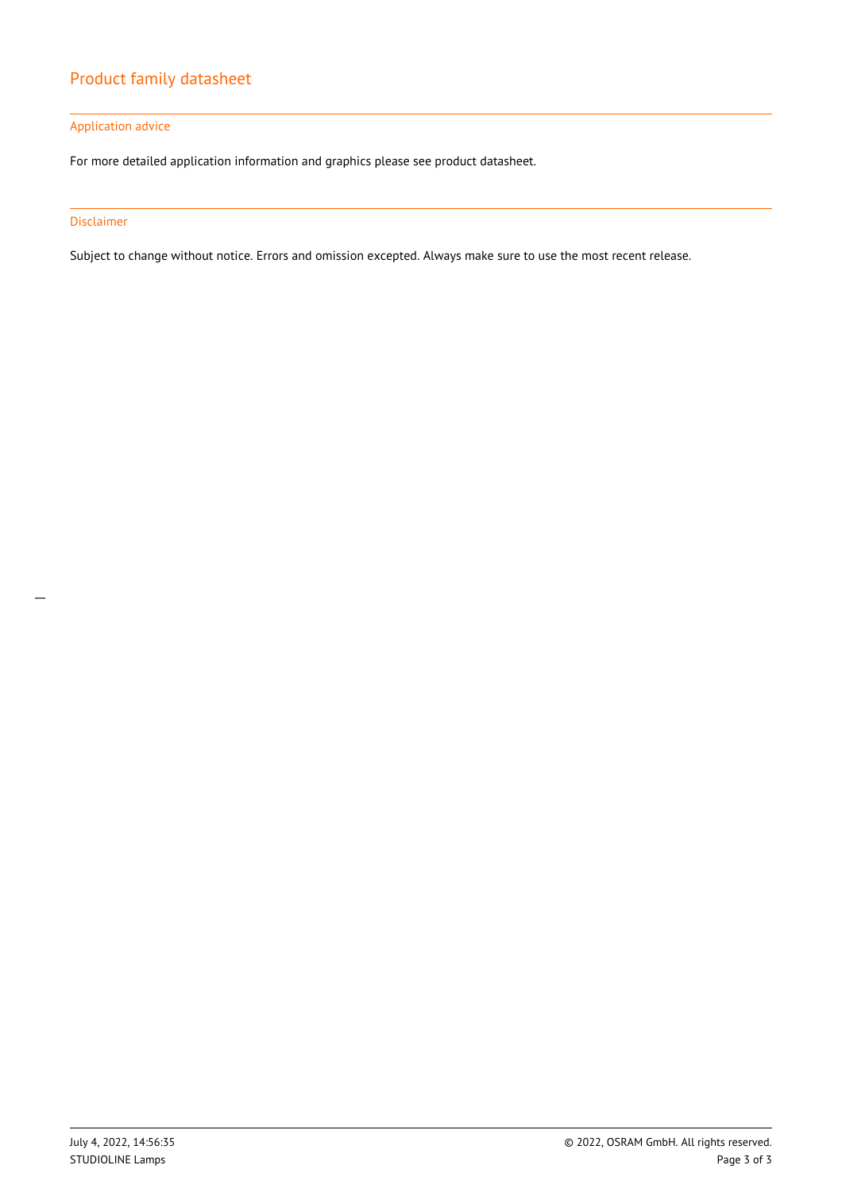## Product family datasheet

### Application advice

For more detailed application information and graphics please see product datasheet.

### Disclaimer

Subject to change without notice. Errors and omission excepted. Always make sure to use the most recent release.